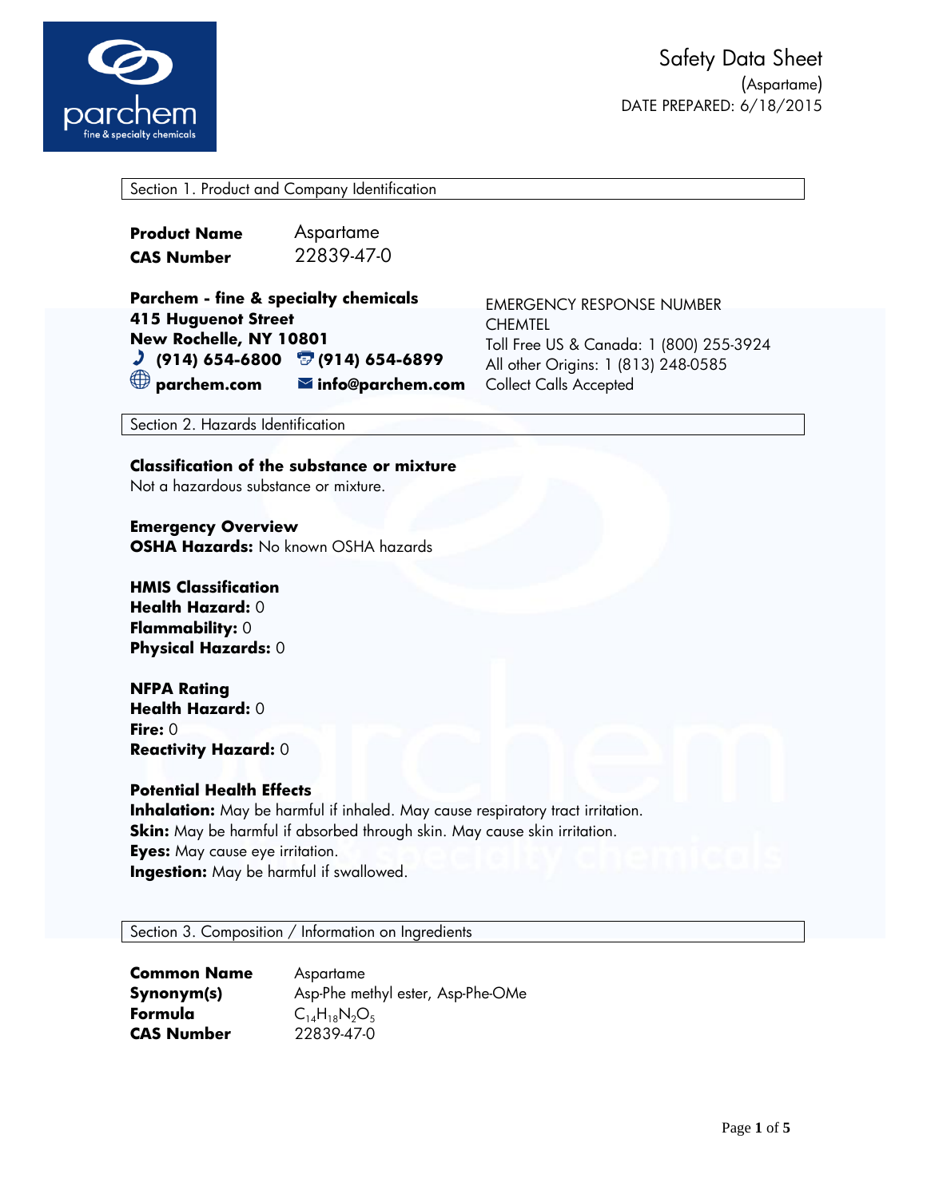# Safety Data Sheet

(Aspartame)

DATE PREPARED: 6/18/2015

## Section 1. Product and Company Identification

**Product Name** Aspartame

**CAS Number** 22839-47-0

**Parchem - fine & specialty chemicals**
**415 Huguenot Street**
**New Rochelle, NY 10801**
**(914) 654-6800** **(914) 654-6899**
**parchem.com** **info@parchem.com**

EMERGENCY RESPONSE NUMBER
CHEMTEL
Toll Free US & Canada: 1 (800) 255-3924
All other Origins: 1 (813) 248-0585
Collect Calls Accepted

## Section 2. Hazards Identification

**Classification of the substance or mixture**
Not a hazardous substance or mixture.

**Emergency Overview**
**OSHA Hazards:** No known OSHA hazards

**HMIS Classification**
**Health Hazard:** 0
**Flammability:** 0
**Physical Hazards:** 0

**NFPA Rating**
**Health Hazard:** 0
**Fire:** 0
**Reactivity Hazard:** 0

**Potential Health Effects**
**Inhalation:** May be harmful if inhaled. May cause respiratory tract irritation.
**Skin:** May be harmful if absorbed through skin. May cause skin irritation.
**Eyes:** May cause eye irritation.
**Ingestion:** May be harmful if swallowed.

## Section 3. Composition / Information on Ingredients

**Common Name** Aspartame

**Synonym(s)** Asp-Phe methyl ester, Asp-Phe-OMe

**Formula** $C_{14}H_{18}N_2O_5$

**CAS Number** 22839-47-0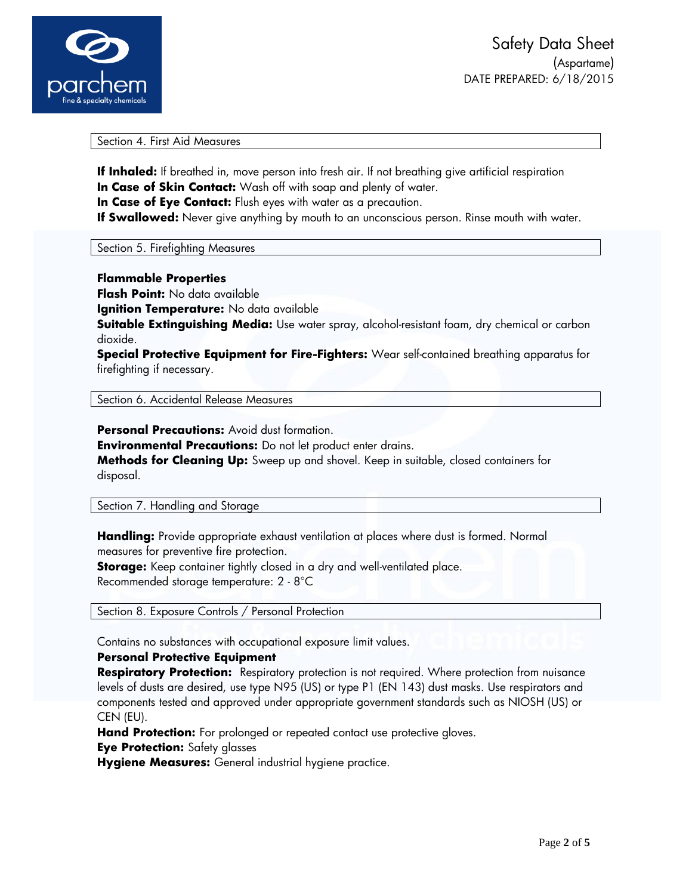## Section 4. First Aid Measures

**If Inhaled:** If breathed in, move person into fresh air. If not breathing give artificial respiration
**In Case of Skin Contact:** Wash off with soap and plenty of water.
**In Case of Eye Contact:** Flush eyes with water as a precaution.
**If Swallowed:** Never give anything by mouth to an unconscious person. Rinse mouth with water.

## Section 5. Firefighting Measures

**Flammable Properties**
**Flash Point:** No data available
**Ignition Temperature:** No data available
**Suitable Extinguishing Media:** Use water spray, alcohol-resistant foam, dry chemical or carbon dioxide.
**Special Protective Equipment for Fire-Fighters:** Wear self-contained breathing apparatus for firefighting if necessary.

## Section 6. Accidental Release Measures

**Personal Precautions:** Avoid dust formation.
**Environmental Precautions:** Do not let product enter drains.
**Methods for Cleaning Up:** Sweep up and shovel. Keep in suitable, closed containers for disposal.

## Section 7. Handling and Storage

**Handling:** Provide appropriate exhaust ventilation at places where dust is formed. Normal measures for preventive fire protection.
**Storage:** Keep container tightly closed in a dry and well-ventilated place.
Recommended storage temperature: 2 - 8°C

## Section 8. Exposure Controls / Personal Protection

Contains no substances with occupational exposure limit values.
**Personal Protective Equipment**
**Respiratory Protection:** Respiratory protection is not required. Where protection from nuisance levels of dusts are desired, use type N95 (US) or type P1 (EN 143) dust masks. Use respirators and components tested and approved under appropriate government standards such as NIOSH (US) or CEN (EU).
**Hand Protection:** For prolonged or repeated contact use protective gloves.
**Eye Protection:** Safety glasses
**Hygiene Measures:** General industrial hygiene practice.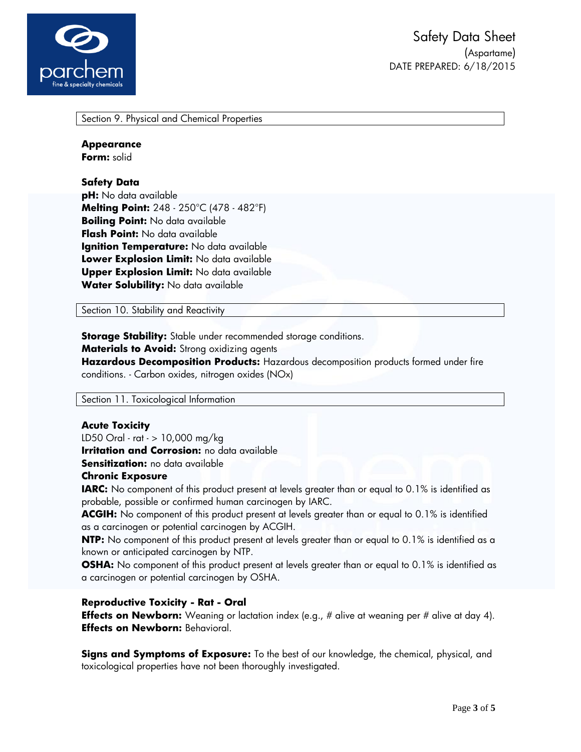## Section 9. Physical and Chemical Properties

**Appearance**
**Form:** solid

**Safety Data**
**pH:** No data available
**Melting Point:** 248 - 250°C (478 - 482°F)
**Boiling Point:** No data available
**Flash Point:** No data available
**Ignition Temperature:** No data available
**Lower Explosion Limit:** No data available
**Upper Explosion Limit:** No data available
**Water Solubility:** No data available

## Section 10. Stability and Reactivity

**Storage Stability:** Stable under recommended storage conditions.
**Materials to Avoid:** Strong oxidizing agents
**Hazardous Decomposition Products:** Hazardous decomposition products formed under fire conditions. - Carbon oxides, nitrogen oxides (NOx)

## Section 11. Toxicological Information

**Acute Toxicity**
LD50 Oral - rat - > 10,000 mg/kg
**Irritation and Corrosion:** no data available
**Sensitization:** no data available
**Chronic Exposure**
**IARC:** No component of this product present at levels greater than or equal to 0.1% is identified as probable, possible or confirmed human carcinogen by IARC.
**ACGIH:** No component of this product present at levels greater than or equal to 0.1% is identified as a carcinogen or potential carcinogen by ACGIH.
**NTP:** No component of this product present at levels greater than or equal to 0.1% is identified as a known or anticipated carcinogen by NTP.
**OSHA:** No component of this product present at levels greater than or equal to 0.1% is identified as a carcinogen or potential carcinogen by OSHA.

**Reproductive Toxicity - Rat - Oral**
**Effects on Newborn:** Weaning or lactation index (e.g., # alive at weaning per # alive at day 4).
**Effects on Newborn:** Behavioral.

**Signs and Symptoms of Exposure:** To the best of our knowledge, the chemical, physical, and toxicological properties have not been thoroughly investigated.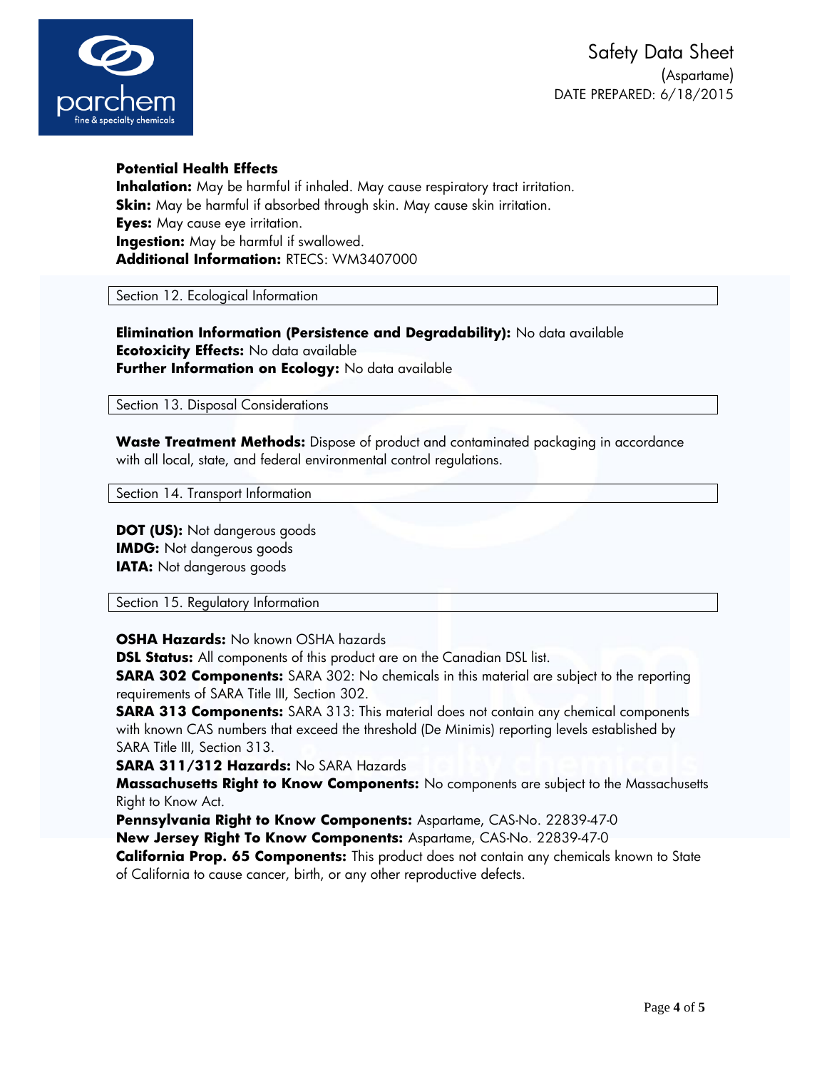**Potential Health Effects**
**Inhalation:** May be harmful if inhaled. May cause respiratory tract irritation.
**Skin:** May be harmful if absorbed through skin. May cause skin irritation.
**Eyes:** May cause eye irritation.
**Ingestion:** May be harmful if swallowed.
**Additional Information:** RTECS: WM3407000

## Section 12. Ecological Information

**Elimination Information (Persistence and Degradability):** No data available
**Ecotoxicity Effects:** No data available
**Further Information on Ecology:** No data available

## Section 13. Disposal Considerations

**Waste Treatment Methods:** Dispose of product and contaminated packaging in accordance with all local, state, and federal environmental control regulations.

## Section 14. Transport Information

**DOT (US):** Not dangerous goods
**IMDG:** Not dangerous goods
**IATA:** Not dangerous goods

## Section 15. Regulatory Information

**OSHA Hazards:** No known OSHA hazards
**DSL Status:** All components of this product are on the Canadian DSL list.
**SARA 302 Components:** SARA 302: No chemicals in this material are subject to the reporting requirements of SARA Title III, Section 302.
**SARA 313 Components:** SARA 313: This material does not contain any chemical components with known CAS numbers that exceed the threshold (De Minimis) reporting levels established by SARA Title III, Section 313.
**SARA 311/312 Hazards:** No SARA Hazards
**Massachusetts Right to Know Components:** No components are subject to the Massachusetts Right to Know Act.
**Pennsylvania Right to Know Components:** Aspartame, CAS-No. 22839-47-0
**New Jersey Right To Know Components:** Aspartame, CAS-No. 22839-47-0
**California Prop. 65 Components:** This product does not contain any chemicals known to State of California to cause cancer, birth, or any other reproductive defects.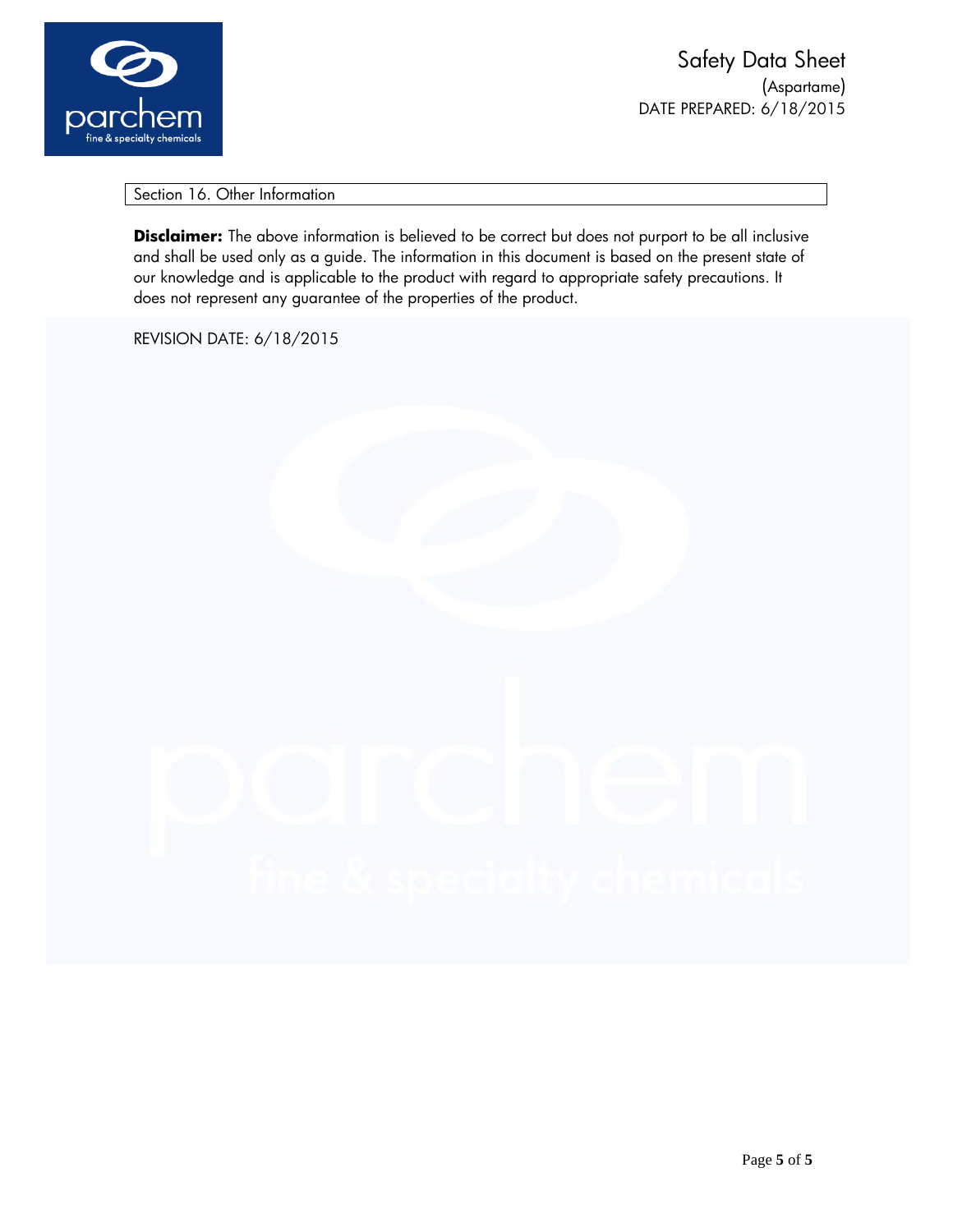## Section 16. Other Information

**Disclaimer:** The above information is believed to be correct but does not purport to be all inclusive and shall be used only as a guide. The information in this document is based on the present state of our knowledge and is applicable to the product with regard to appropriate safety precautions. It does not represent any guarantee of the properties of the product.

REVISION DATE: 6/18/2015